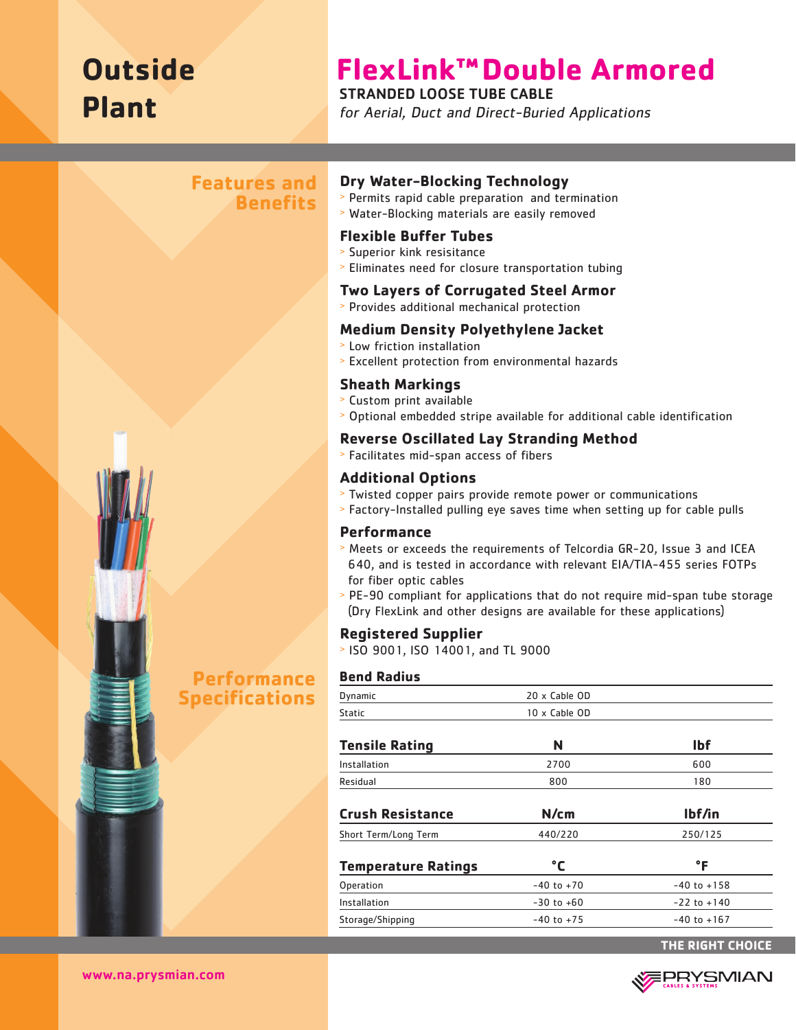# Outside Plant

# FlexLink™ Double Armored

## STRANDED LOOSE TUBE CABLE

*for Aerial, Duct and Direct-Buried Applications*

## Features and Benefits

### Dry Water-Blocking Technology

- Permits rapid cable preparation and termination
- Water-Blocking materials are easily removed

### Flexible Buffer Tubes

- Superior kink resisitance
- Eliminates need for closure transportation tubing

### Two Layers of Corrugated Steel Armor

- Provides additional mechanical protection

### Medium Density Polyethylene Jacket

- Low friction installation
- Excellent protection from environmental hazards

### Sheath Markings

- Custom print available
- Optional embedded stripe available for additional cable identification

### Reverse Oscillated Lay Stranding Method

- Facilitates mid-span access of fibers

### Additional Options

- Twisted copper pairs provide remote power or communications
- Factory-Installed pulling eye saves time when setting up for cable pulls

### Performance

- Meets or exceeds the requirements of Telcordia GR-20, Issue 3 and ICEA 640, and is tested in accordance with relevant EIA/TIA-455 series FOTPs for fiber optic cables
- PE-90 compliant for applications that do not require mid-span tube storage (Dry FlexLink and other designs are available for these applications)

### Registered Supplier

- ISO 9001, ISO 14001, and TL 9000

## Performance Specifications

| Bend Radius | |
|---|---|
| Dynamic | 20 x Cable OD |
| Static | 10 x Cable OD |

| Tensile Rating | N | lbf |
|---|---|---|
| Installation | 2700 | 600 |
| Residual | 800 | 180 |

| Crush Resistance | N/cm | lbf/in |
|---|---|---|
| Short Term/Long Term | 440/220 | 250/125 |

| Temperature Ratings | °C | °F |
|---|---|---|
| Operation | -40 to +70 | -40 to +158 |
| Installation | -30 to +60 | -22 to +140 |
| Storage/Shipping | -40 to +75 | -40 to +167 |

THE RIGHT CHOICE

www.na.prysmian.com

PRYSMIAN CABLES & SYSTEMS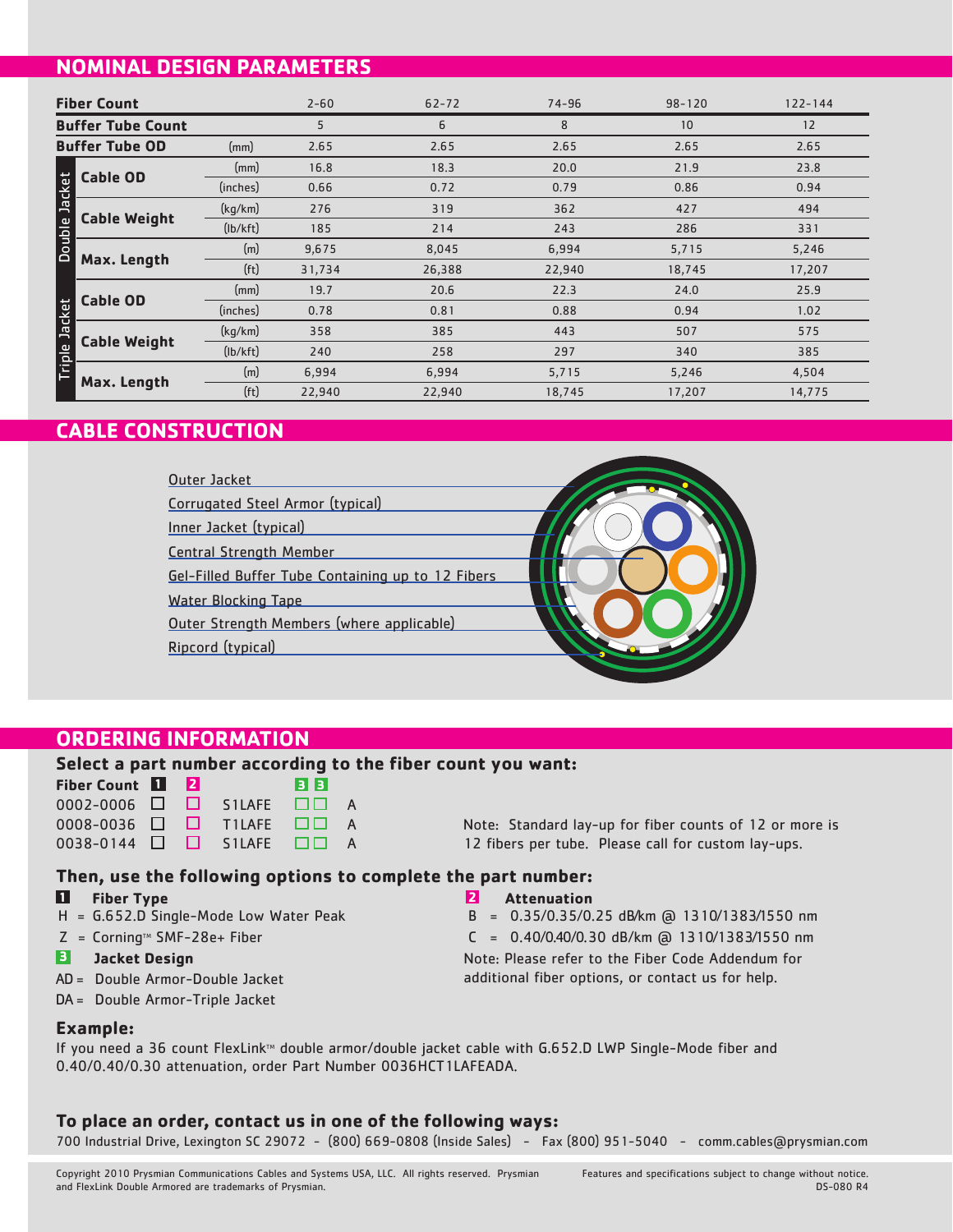## NOMINAL DESIGN PARAMETERS

| | | | 2-60 | 62-72 | 74-96 | 98-120 | 122-144 |
|---|---|---|---|---|---|---|---|
| **Fiber Count** | | | 2-60 | 62-72 | 74-96 | 98-120 | 122-144 |
| **Buffer Tube Count** | | | 5 | 6 | 8 | 10 | 12 |
| **Buffer Tube OD** | | (mm) | 2.65 | 2.65 | 2.65 | 2.65 | 2.65 |
| Double Jacket | **Cable OD** | (mm) | 16.8 | 18.3 | 20.0 | 21.9 | 23.8 |
| | | (inches) | 0.66 | 0.72 | 0.79 | 0.86 | 0.94 |
| | **Cable Weight** | (kg/km) | 276 | 319 | 362 | 427 | 494 |
| | | (lb/kft) | 185 | 214 | 243 | 286 | 331 |
| | **Max. Length** | (m) | 9,675 | 8,045 | 6,994 | 5,715 | 5,246 |
| | | (ft) | 31,734 | 26,388 | 22,940 | 18,745 | 17,207 |
| Triple Jacket | **Cable OD** | (mm) | 19.7 | 20.6 | 22.3 | 24.0 | 25.9 |
| | | (inches) | 0.78 | 0.81 | 0.88 | 0.94 | 1.02 |
| | **Cable Weight** | (kg/km) | 358 | 385 | 443 | 507 | 575 |
| | | (lb/kft) | 240 | 258 | 297 | 340 | 385 |
| | **Max. Length** | (m) | 6,994 | 6,994 | 5,715 | 5,246 | 4,504 |
| | | (ft) | 22,940 | 22,940 | 18,745 | 17,207 | 14,775 |

## CABLE CONSTRUCTION

Outer Jacket
Corrugated Steel Armor (typical)
Inner Jacket (typical)
Central Strength Member
Gel-Filled Buffer Tube Containing up to 12 Fibers
Water Blocking Tape
Outer Strength Members (where applicable)
Ripcord (typical)

## ORDERING INFORMATION

### Select a part number according to the fiber count you want:

| Fiber Count | 1 | 2 | | 3 3 | |
|---|---|---|---|---|---|
| 0002-0006 | ☐ | ☐ | S1LAFE | ☐☐ | A |
| 0008-0036 | ☐ | ☐ | T1LAFE | ☐☐ | A |
| 0038-0144 | ☐ | ☐ | S1LAFE | ☐☐ | A |

Note: Standard lay-up for fiber counts of 12 or more is 12 fibers per tube. Please call for custom lay-ups.

### Then, use the following options to complete the part number:

**1 Fiber Type**
- H = G.652.D Single-Mode Low Water Peak
- Z = Corning™ SMF-28e+ Fiber

**3 Jacket Design**
- AD = Double Armor-Double Jacket
- DA = Double Armor-Triple Jacket

**2 Attenuation**
- B = 0.35/0.35/0.25 dB/km @ 1310/1383/1550 nm
- C = 0.40/0.40/0.30 dB/km @ 1310/1383/1550 nm

Note: Please refer to the Fiber Code Addendum for additional fiber options, or contact us for help.

### Example:

If you need a 36 count FlexLink™ double armor/double jacket cable with G.652.D LWP Single-Mode fiber and 0.40/0.40/0.30 attenuation, order Part Number 0036HCT1LAFEADA.

### To place an order, contact us in one of the following ways:

700 Industrial Drive, Lexington SC 29072 - (800) 669-0808 (Inside Sales) - Fax (800) 951-5040 - comm.cables@prysmian.com

Copyright 2010 Prysmian Communications Cables and Systems USA, LLC. All rights reserved. Prysmian and FlexLink Double Armored are trademarks of Prysmian.

Features and specifications subject to change without notice.
DS-080 R4